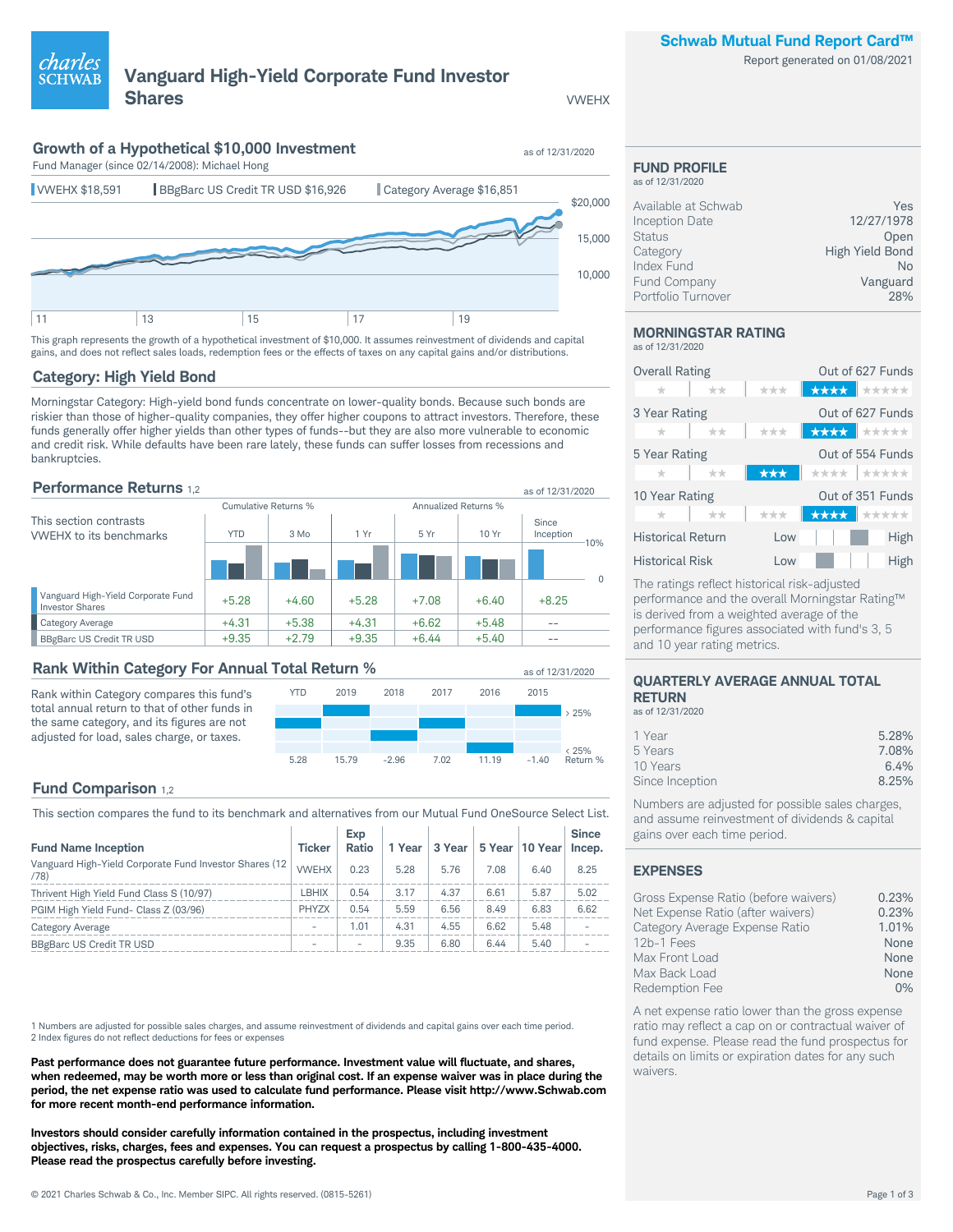# Vanguard High-Yield Corporate Fund Investor Shares

VWEHX

**Schwab Mutual Fund Report Card™**

Report generated on 01/08/2021

## Growth of a Hypothetical $10,000 Investment

as of 12/31/2020

Fund Manager (since 02/14/2008): Michael Hong

VWEHX $18,591 | BBgBarc US Credit TR USD $16,926 | Category Average $16,851

This graph represents the growth of a hypothetical investment of $10,000. It assumes reinvestment of dividends and capital gains, and does not reflect sales loads, redemption fees or the effects of taxes on any capital gains and/or distributions.

## Category: High Yield Bond

Morningstar Category: High-yield bond funds concentrate on lower-quality bonds. Because such bonds are riskier than those of higher-quality companies, they offer higher coupons to attract investors. Therefore, these funds generally offer higher yields than other types of funds--but they are also more vulnerable to economic and credit risk. While defaults have been rare lately, these funds can suffer losses from recessions and bankruptcies.

## Performance Returns [1,2]

as of 12/31/2020

This section contrasts VWEHX to its benchmarks

| | Cumulative Returns % | | | Annualized Returns % | | |
|---|---|---|---|---|---|---|
| | YTD | 3 Mo | 1 Yr | 5 Yr | 10 Yr | Since Inception |
| Vanguard High-Yield Corporate Fund Investor Shares | +5.28 | +4.60 | +5.28 | +7.08 | +6.40 | +8.25 |
| Category Average | +4.31 | +5.38 | +4.31 | +6.62 | +5.48 | -- |
| BBgBarc US Credit TR USD | +9.35 | +2.79 | +9.35 | +6.44 | +5.40 | -- |

## Rank Within Category For Annual Total Return %

as of 12/31/2020

Rank within Category compares this fund's total annual return to that of other funds in the same category, and its figures are not adjusted for load, sales charge, or taxes.

| | YTD | 2019 | 2018 | 2017 | 2016 | 2015 |
|---|---|---|---|---|---|---|
| Return % | 5.28 | 15.79 | -2.96 | 7.02 | 11.19 | -1.40 |

## Fund Comparison [1,2]

This section compares the fund to its benchmark and alternatives from our Mutual Fund OneSource Select List.

| Fund Name Inception | Ticker | Exp Ratio | 1 Year | 3 Year | 5 Year | 10 Year | Since Incep. |
|---|---|---|---|---|---|---|---|
| Vanguard High-Yield Corporate Fund Investor Shares (12/78) | VWEHX | 0.23 | 5.28 | 5.76 | 7.08 | 6.40 | 8.25 |
| Thrivent High Yield Fund Class S (10/97) | LBHIX | 0.54 | 3.17 | 4.37 | 6.61 | 5.87 | 5.02 |
| PGIM High Yield Fund- Class Z (03/96) | PHYZX | 0.54 | 5.59 | 6.56 | 8.49 | 6.83 | 6.62 |
| Category Average | - | 1.01 | 4.31 | 4.55 | 6.62 | 5.48 | - |
| BBgBarc US Credit TR USD | - | - | 9.35 | 6.80 | 6.44 | 5.40 | - |

1 Numbers are adjusted for possible sales charges, and assume reinvestment of dividends and capital gains over each time period.
2 Index figures do not reflect deductions for fees or expenses

**Past performance does not guarantee future performance. Investment value will fluctuate, and shares, when redeemed, may be worth more or less than original cost. If an expense waiver was in place during the period, the net expense ratio was used to calculate fund performance. Please visit http://www.Schwab.com for more recent month-end performance information.**

**Investors should consider carefully information contained in the prospectus, including investment objectives, risks, charges, fees and expenses. You can request a prospectus by calling 1-800-435-4000. Please read the prospectus carefully before investing.**

## FUND PROFILE

as of 12/31/2020

| | |
|---|---|
| Available at Schwab | Yes |
| Inception Date | 12/27/1978 |
| Status | Open |
| Category | High Yield Bond |
| Index Fund | No |
| Fund Company | Vanguard |
| Portfolio Turnover | 28% |

## MORNINGSTAR RATING

as of 12/31/2020

| Rating | Stars | Out of |
|---|---|---|
| Overall Rating | ★★★★ | Out of 627 Funds |
| 3 Year Rating | ★★★★ | Out of 627 Funds |
| 5 Year Rating | ★★★ | Out of 554 Funds |
| 10 Year Rating | ★★★★ | Out of 351 Funds |

Historical Return: Low – High
Historical Risk: Low – High

The ratings reflect historical risk-adjusted performance and the overall Morningstar Rating™ is derived from a weighted average of the performance figures associated with fund's 3, 5 and 10 year rating metrics.

## QUARTERLY AVERAGE ANNUAL TOTAL RETURN

as of 12/31/2020

| | |
|---|---|
| 1 Year | 5.28% |
| 5 Years | 7.08% |
| 10 Years | 6.4% |
| Since Inception | 8.25% |

Numbers are adjusted for possible sales charges, and assume reinvestment of dividends & capital gains over each time period.

## EXPENSES

| | |
|---|---|
| Gross Expense Ratio (before waivers) | 0.23% |
| Net Expense Ratio (after waivers) | 0.23% |
| Category Average Expense Ratio | 1.01% |
| 12b-1 Fees | None |
| Max Front Load | None |
| Max Back Load | None |
| Redemption Fee | 0% |

A net expense ratio lower than the gross expense ratio may reflect a cap on or contractual waiver of fund expense. Please read the fund prospectus for details on limits or expiration dates for any such waivers.

© 2021 Charles Schwab & Co., Inc. Member SIPC. All rights reserved. (0815-5261)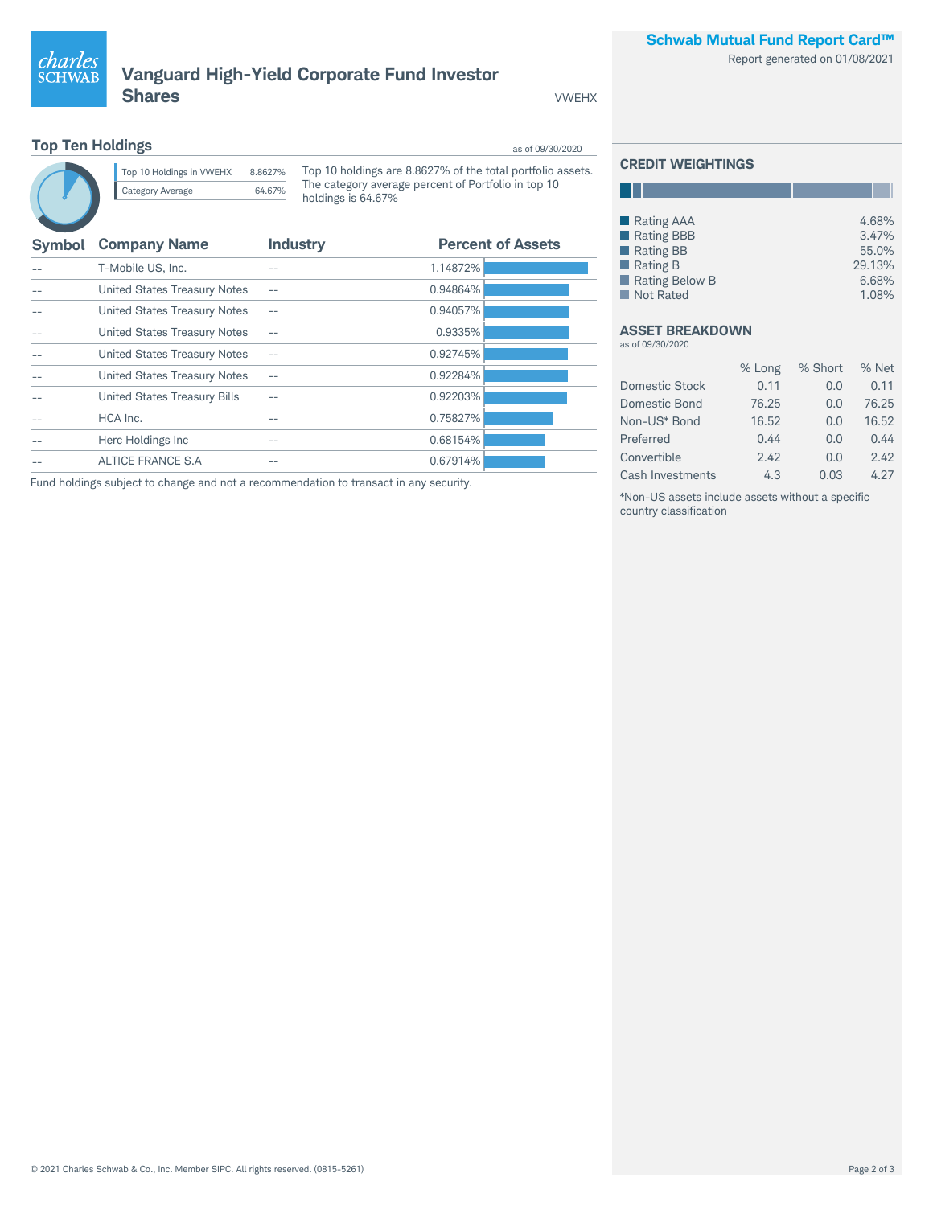# Vanguard High-Yield Corporate Fund Investor Shares

VWEHX

**Schwab Mutual Fund Report Card™**

Report generated on 01/08/2021

## Top Ten Holdings

as of 09/30/2020

| | |
|---|---|
| Top 10 Holdings in VWEHX | 8.8627% |
| Category Average | 64.67% |

Top 10 holdings are 8.8627% of the total portfolio assets. The category average percent of Portfolio in top 10 holdings is 64.67%

| Symbol | Company Name | Industry | Percent of Assets |
|---|---|---|---|
| -- | T-Mobile US, Inc. | -- | 1.14872% |
| -- | United States Treasury Notes | -- | 0.94864% |
| -- | United States Treasury Notes | -- | 0.94057% |
| -- | United States Treasury Notes | -- | 0.9335% |
| -- | United States Treasury Notes | -- | 0.92745% |
| -- | United States Treasury Notes | -- | 0.92284% |
| -- | United States Treasury Bills | -- | 0.92203% |
| -- | HCA Inc. | -- | 0.75827% |
| -- | Herc Holdings Inc | -- | 0.68154% |
| -- | ALTICE FRANCE S.A | -- | 0.67914% |

Fund holdings subject to change and not a recommendation to transact in any security.

## CREDIT WEIGHTINGS

| Rating | % |
|---|---|
| Rating AAA | 4.68% |
| Rating BBB | 3.47% |
| Rating BB | 55.0% |
| Rating B | 29.13% |
| Rating Below B | 6.68% |
| Not Rated | 1.08% |

## ASSET BREAKDOWN

as of 09/30/2020

| | % Long | % Short | % Net |
|---|---|---|---|
| Domestic Stock | 0.11 | 0.0 | 0.11 |
| Domestic Bond | 76.25 | 0.0 | 76.25 |
| Non-US* Bond | 16.52 | 0.0 | 16.52 |
| Preferred | 0.44 | 0.0 | 0.44 |
| Convertible | 2.42 | 0.0 | 2.42 |
| Cash Investments | 4.3 | 0.03 | 4.27 |

*Non-US assets include assets without a specific country classification

© 2021 Charles Schwab & Co., Inc. Member SIPC. All rights reserved. (0815-5261)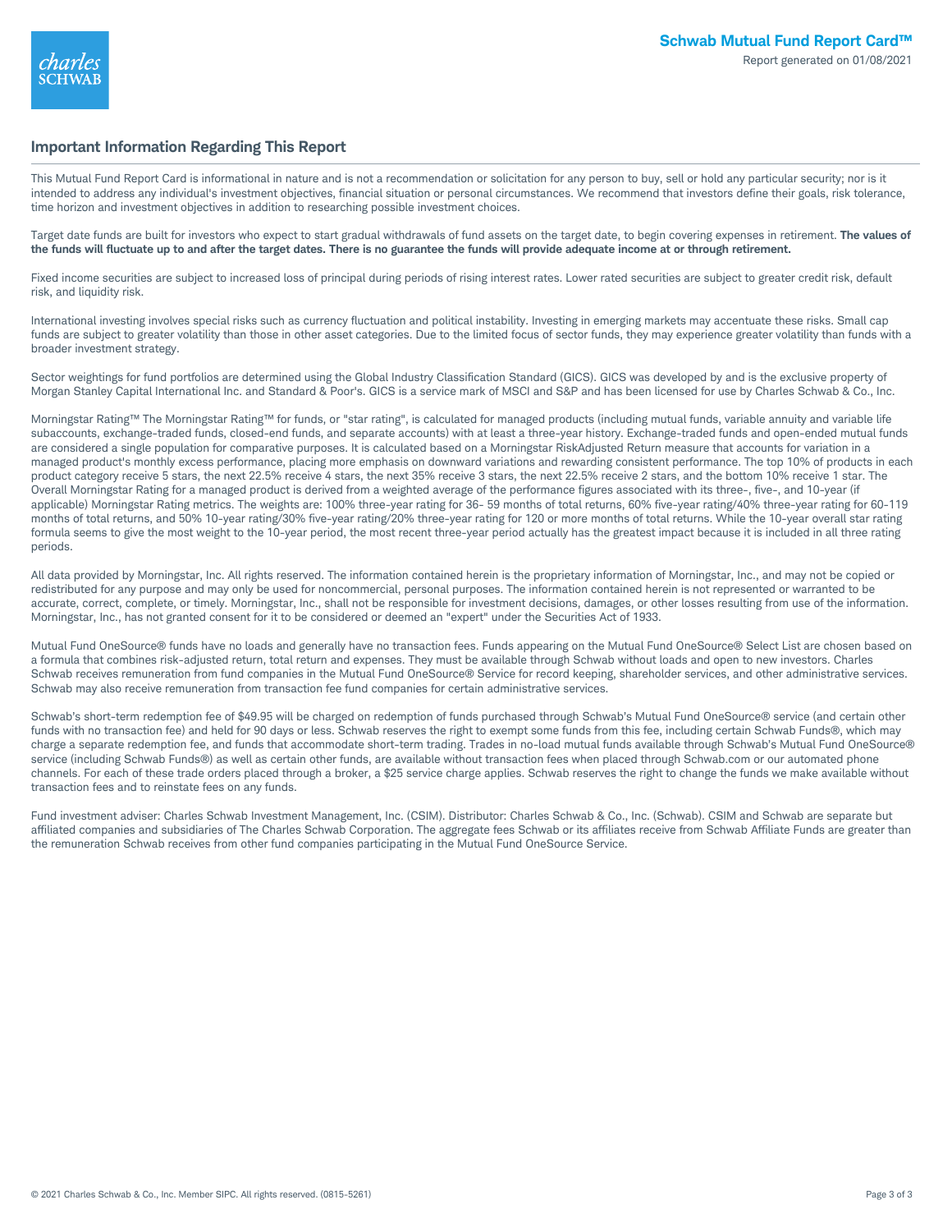## Important Information Regarding This Report

This Mutual Fund Report Card is informational in nature and is not a recommendation or solicitation for any person to buy, sell or hold any particular security; nor is it intended to address any individual's investment objectives, financial situation or personal circumstances. We recommend that investors define their goals, risk tolerance, time horizon and investment objectives in addition to researching possible investment choices.

Target date funds are built for investors who expect to start gradual withdrawals of fund assets on the target date, to begin covering expenses in retirement. **The values of the funds will fluctuate up to and after the target dates. There is no guarantee the funds will provide adequate income at or through retirement.**

Fixed income securities are subject to increased loss of principal during periods of rising interest rates. Lower rated securities are subject to greater credit risk, default risk, and liquidity risk.

International investing involves special risks such as currency fluctuation and political instability. Investing in emerging markets may accentuate these risks. Small cap funds are subject to greater volatility than those in other asset categories. Due to the limited focus of sector funds, they may experience greater volatility than funds with a broader investment strategy.

Sector weightings for fund portfolios are determined using the Global Industry Classification Standard (GICS). GICS was developed by and is the exclusive property of Morgan Stanley Capital International Inc. and Standard & Poor's. GICS is a service mark of MSCI and S&P and has been licensed for use by Charles Schwab & Co., Inc.

Morningstar Rating™ The Morningstar Rating™ for funds, or "star rating", is calculated for managed products (including mutual funds, variable annuity and variable life subaccounts, exchange-traded funds, closed-end funds, and separate accounts) with at least a three-year history. Exchange-traded funds and open-ended mutual funds are considered a single population for comparative purposes. It is calculated based on a Morningstar RiskAdjusted Return measure that accounts for variation in a managed product's monthly excess performance, placing more emphasis on downward variations and rewarding consistent performance. The top 10% of products in each product category receive 5 stars, the next 22.5% receive 4 stars, the next 35% receive 3 stars, the next 22.5% receive 2 stars, and the bottom 10% receive 1 star. The Overall Morningstar Rating for a managed product is derived from a weighted average of the performance figures associated with its three-, five-, and 10-year (if applicable) Morningstar Rating metrics. The weights are: 100% three-year rating for 36- 59 months of total returns, 60% five-year rating/40% three-year rating for 60-119 months of total returns, and 50% 10-year rating/30% five-year rating/20% three-year rating for 120 or more months of total returns. While the 10-year overall star rating formula seems to give the most weight to the 10-year period, the most recent three-year period actually has the greatest impact because it is included in all three rating periods.

All data provided by Morningstar, Inc. All rights reserved. The information contained herein is the proprietary information of Morningstar, Inc., and may not be copied or redistributed for any purpose and may only be used for noncommercial, personal purposes. The information contained herein is not represented or warranted to be accurate, correct, complete, or timely. Morningstar, Inc., shall not be responsible for investment decisions, damages, or other losses resulting from use of the information. Morningstar, Inc., has not granted consent for it to be considered or deemed an "expert" under the Securities Act of 1933.

Mutual Fund OneSource® funds have no loads and generally have no transaction fees. Funds appearing on the Mutual Fund OneSource® Select List are chosen based on a formula that combines risk-adjusted return, total return and expenses. They must be available through Schwab without loads and open to new investors. Charles Schwab receives remuneration from fund companies in the Mutual Fund OneSource® Service for record keeping, shareholder services, and other administrative services. Schwab may also receive remuneration from transaction fee fund companies for certain administrative services.

Schwab's short-term redemption fee of $49.95 will be charged on redemption of funds purchased through Schwab's Mutual Fund OneSource® service (and certain other funds with no transaction fee) and held for 90 days or less. Schwab reserves the right to exempt some funds from this fee, including certain Schwab Funds®, which may charge a separate redemption fee, and funds that accommodate short-term trading. Trades in no-load mutual funds available through Schwab's Mutual Fund OneSource® service (including Schwab Funds®) as well as certain other funds, are available without transaction fees when placed through Schwab.com or our automated phone channels. For each of these trade orders placed through a broker, a $25 service charge applies. Schwab reserves the right to change the funds we make available without transaction fees and to reinstate fees on any funds.

Fund investment adviser: Charles Schwab Investment Management, Inc. (CSIM). Distributor: Charles Schwab & Co., Inc. (Schwab). CSIM and Schwab are separate but affiliated companies and subsidiaries of The Charles Schwab Corporation. The aggregate fees Schwab or its affiliates receive from Schwab Affiliate Funds are greater than the remuneration Schwab receives from other fund companies participating in the Mutual Fund OneSource Service.

© 2021 Charles Schwab & Co., Inc. Member SIPC. All rights reserved. (0815-5261)